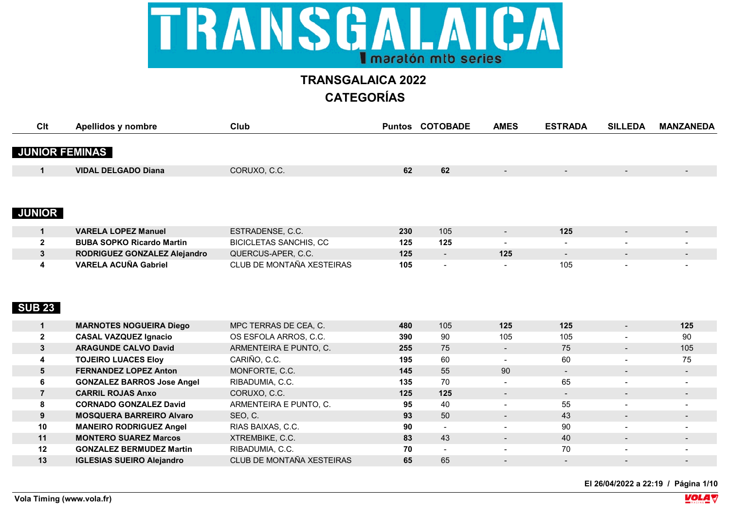# TRANSGALAICA

maratón mtb series

## TRANSGALAICA 2022
## CATEGORÍAS

### JUNIOR FEMINAS

| Clt | Apellidos y nombre | Club | Puntos | COTOBADE | AMES | ESTRADA | SILLEDA | MANZANEDA |
|---|---|---|---|---|---|---|---|---|
| 1 | **VIDAL DELGADO Diana** | CORUXO, C.C. | **62** | **62** | - | - | - | - |

### JUNIOR

| Clt | Apellidos y nombre | Club | Puntos | COTOBADE | AMES | ESTRADA | SILLEDA | MANZANEDA |
|---|---|---|---|---|---|---|---|---|
| 1 | **VARELA LOPEZ Manuel** | ESTRADENSE, C.C. | **230** | 105 | - | **125** | - | - |
| 2 | **BUBA SOPKO Ricardo Martin** | BICICLETAS SANCHIS, CC | **125** | **125** | - | - | - | - |
| 3 | **RODRIGUEZ GONZALEZ Alejandro** | QUERCUS-APER, C.C. | **125** | - | **125** | - | - | - |
| 4 | **VARELA ACUÑA Gabriel** | CLUB DE MONTAÑA XESTEIRAS | **105** | - | - | 105 | - | - |

### SUB 23

| Clt | Apellidos y nombre | Club | Puntos | COTOBADE | AMES | ESTRADA | SILLEDA | MANZANEDA |
|---|---|---|---|---|---|---|---|---|
| 1 | **MARNOTES NOGUEIRA Diego** | MPC TERRAS DE CEA, C. | **480** | 105 | **125** | **125** | - | **125** |
| 2 | **CASAL VAZQUEZ Ignacio** | OS ESFOLA ARROS, C.C. | **390** | 90 | 105 | 105 | - | 90 |
| 3 | **ARAGUNDE CALVO David** | ARMENTEIRA E PUNTO, C. | **255** | 75 | - | 75 | - | 105 |
| 4 | **TOJEIRO LUACES Eloy** | CARIÑO, C.C. | **195** | 60 | - | 60 | - | 75 |
| 5 | **FERNANDEZ LOPEZ Anton** | MONFORTE, C.C. | **145** | 55 | 90 | - | - | - |
| 6 | **GONZALEZ BARROS Jose Angel** | RIBADUMIA, C.C. | **135** | 70 | - | 65 | - | - |
| 7 | **CARRIL ROJAS Anxo** | CORUXO, C.C. | **125** | **125** | - | - | - | - |
| 8 | **CORNADO GONZALEZ David** | ARMENTEIRA E PUNTO, C. | **95** | 40 | - | 55 | - | - |
| 9 | **MOSQUERA BARREIRO Alvaro** | SEO, C. | **93** | 50 | - | 43 | - | - |
| 10 | **MANEIRO RODRIGUEZ Angel** | RIAS BAIXAS, C.C. | **90** | - | - | 90 | - | - |
| 11 | **MONTERO SUAREZ Marcos** | XTREMBIKE, C.C. | **83** | 43 | - | 40 | - | - |
| 12 | **GONZALEZ BERMUDEZ Martin** | RIBADUMIA, C.C. | **70** | - | - | 70 | - | - |
| 13 | **IGLESIAS SUEIRO Alejandro** | CLUB DE MONTAÑA XESTEIRAS | **65** | 65 | - | - | - | - |

El 26/04/2022 a 22:19

Vola Timing (www.vola.fr)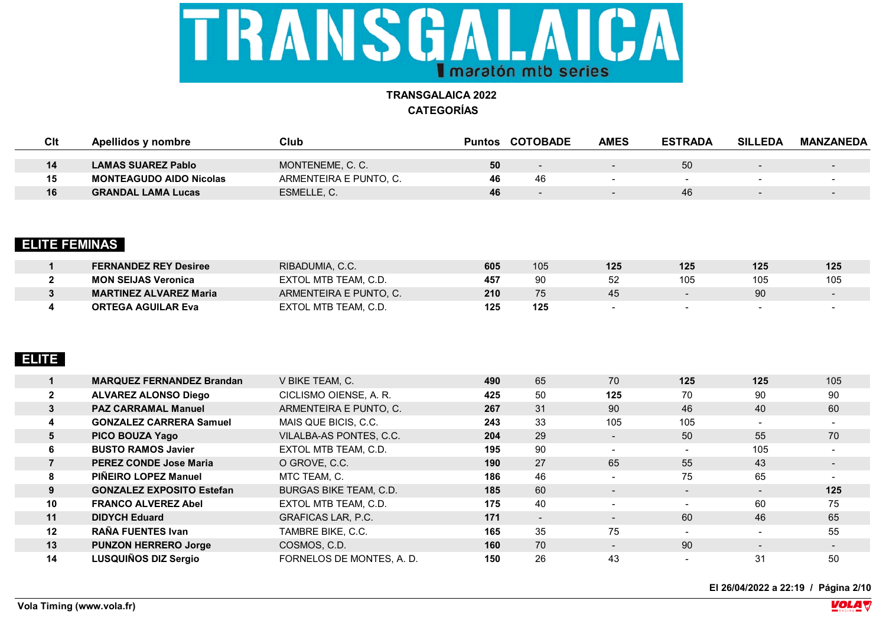# TRANSGALAICA

maratón mtb series

**TRANSGALAICA 2022**
**CATEGORÍAS**

| Clt | Apellidos y nombre | Club | Puntos | COTOBADE | AMES | ESTRADA | SILLEDA | MANZANEDA |
|---|---|---|---|---|---|---|---|---|
| **14** | **LAMAS SUAREZ Pablo** | MONTENEME, C. C. | **50** | - | - | 50 | - | - |
| **15** | **MONTEAGUDO AIDO Nicolas** | ARMENTEIRA E PUNTO, C. | **46** | 46 | - | - | - | - |
| **16** | **GRANDAL LAMA Lucas** | ESMELLE, C. | **46** | - | - | 46 | - | - |

## ELITE FEMINAS

| Clt | Apellidos y nombre | Club | Puntos | COTOBADE | AMES | ESTRADA | SILLEDA | MANZANEDA |
|---|---|---|---|---|---|---|---|---|
| **1** | **FERNANDEZ REY Desiree** | RIBADUMIA, C.C. | **605** | 105 | **125** | **125** | **125** | **125** |
| **2** | **MON SEIJAS Veronica** | EXTOL MTB TEAM, C.D. | **457** | 90 | 52 | 105 | 105 | 105 |
| **3** | **MARTINEZ ALVAREZ Maria** | ARMENTEIRA E PUNTO, C. | **210** | 75 | 45 | - | 90 | - |
| **4** | **ORTEGA AGUILAR Eva** | EXTOL MTB TEAM, C.D. | **125** | **125** | - | - | - | - |

## ELITE

| Clt | Apellidos y nombre | Club | Puntos | COTOBADE | AMES | ESTRADA | SILLEDA | MANZANEDA |
|---|---|---|---|---|---|---|---|---|
| **1** | **MARQUEZ FERNANDEZ Brandan** | V BIKE TEAM, C. | **490** | 65 | 70 | **125** | **125** | 105 |
| **2** | **ALVAREZ ALONSO Diego** | CICLISMO OIENSE, A. R. | **425** | 50 | **125** | 70 | 90 | 90 |
| **3** | **PAZ CARRAMAL Manuel** | ARMENTEIRA E PUNTO, C. | **267** | 31 | 90 | 46 | 40 | 60 |
| **4** | **GONZALEZ CARRERA Samuel** | MAIS QUE BICIS, C.C. | **243** | 33 | 105 | 105 | - | - |
| **5** | **PICO BOUZA Yago** | VILALBA-AS PONTES, C.C. | **204** | 29 | - | 50 | 55 | 70 |
| **6** | **BUSTO RAMOS Javier** | EXTOL MTB TEAM, C.D. | **195** | 90 | - | - | 105 | - |
| **7** | **PEREZ CONDE Jose Maria** | O GROVE, C.C. | **190** | 27 | 65 | 55 | 43 | - |
| **8** | **PIÑEIRO LOPEZ Manuel** | MTC TEAM, C. | **186** | 46 | - | 75 | 65 | - |
| **9** | **GONZALEZ EXPOSITO Estefan** | BURGAS BIKE TEAM, C.D. | **185** | 60 | - | - | - | **125** |
| **10** | **FRANCO ALVEREZ Abel** | EXTOL MTB TEAM, C.D. | **175** | 40 | - | - | 60 | 75 |
| **11** | **DIDYCH Eduard** | GRAFICAS LAR, P.C. | **171** | - | - | 60 | 46 | 65 |
| **12** | **RAÑA FUENTES Ivan** | TAMBRE BIKE, C.C. | **165** | 35 | 75 | - | - | 55 |
| **13** | **PUNZON HERRERO Jorge** | COSMOS, C.D. | **160** | 70 | - | 90 | - | - |
| **14** | **LUSQUIÑOS DIZ Sergio** | FORNELOS DE MONTES, A. D. | **150** | 26 | 43 | - | 31 | 50 |

**El 26/04/2022 a 22:19**

Vola Timing (www.vola.fr)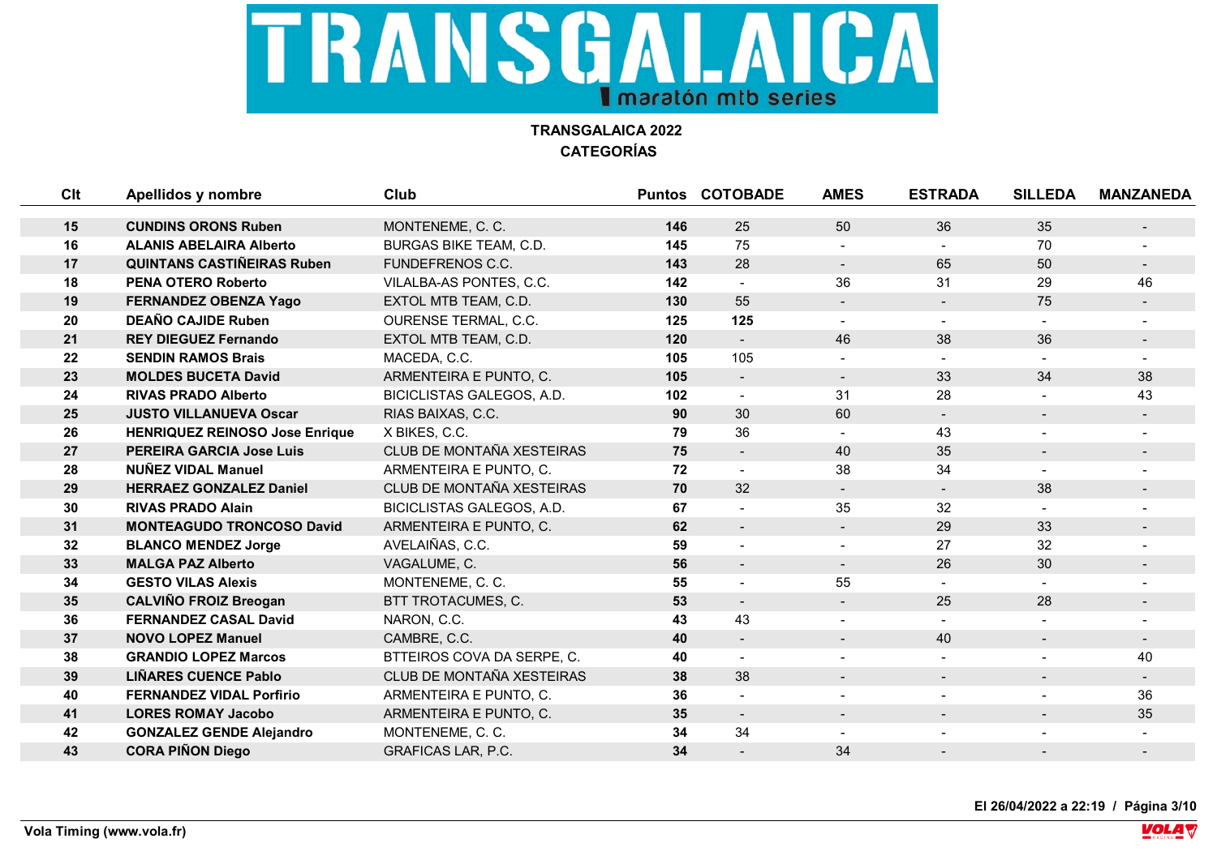# TRANSGALAICA

maratón mtb series

## TRANSGALAICA 2022
## CATEGORÍAS

| Clt | Apellidos y nombre | Club | Puntos | COTOBADE | AMES | ESTRADA | SILLEDA | MANZANEDA |
|---|---|---|---|---|---|---|---|---|
| **15** | **CUNDINS ORONS Ruben** | MONTENEME, C. C. | **146** | 25 | 50 | 36 | 35 | - |
| **16** | **ALANIS ABELAIRA Alberto** | BURGAS BIKE TEAM, C.D. | **145** | 75 | - | - | 70 | - |
| **17** | **QUINTANS CASTIÑEIRAS Ruben** | FUNDEFRENOS C.C. | **143** | 28 | - | 65 | 50 | - |
| **18** | **PENA OTERO Roberto** | VILALBA-AS PONTES, C.C. | **142** | - | 36 | 31 | 29 | 46 |
| **19** | **FERNANDEZ OBENZA Yago** | EXTOL MTB TEAM, C.D. | **130** | 55 | - | - | 75 | - |
| **20** | **DEAÑO CAJIDE Ruben** | OURENSE TERMAL, C.C. | **125** | **125** | - | - | - | - |
| **21** | **REY DIEGUEZ Fernando** | EXTOL MTB TEAM, C.D. | **120** | - | 46 | 38 | 36 | - |
| **22** | **SENDIN RAMOS Brais** | MACEDA, C.C. | **105** | 105 | - | - | - | - |
| **23** | **MOLDES BUCETA David** | ARMENTEIRA E PUNTO, C. | **105** | - | - | 33 | 34 | 38 |
| **24** | **RIVAS PRADO Alberto** | BICICLISTAS GALEGOS, A.D. | **102** | - | 31 | 28 | - | 43 |
| **25** | **JUSTO VILLANUEVA Oscar** | RIAS BAIXAS, C.C. | **90** | 30 | 60 | - | - | - |
| **26** | **HENRIQUEZ REINOSO Jose Enrique** | X BIKES, C.C. | **79** | 36 | - | 43 | - | - |
| **27** | **PEREIRA GARCIA Jose Luis** | CLUB DE MONTAÑA XESTEIRAS | **75** | - | 40 | 35 | - | - |
| **28** | **NUÑEZ VIDAL Manuel** | ARMENTEIRA E PUNTO, C. | **72** | - | 38 | 34 | - | - |
| **29** | **HERRAEZ GONZALEZ Daniel** | CLUB DE MONTAÑA XESTEIRAS | **70** | 32 | - | - | 38 | - |
| **30** | **RIVAS PRADO Alain** | BICICLISTAS GALEGOS, A.D. | **67** | - | 35 | 32 | - | - |
| **31** | **MONTEAGUDO TRONCOSO David** | ARMENTEIRA E PUNTO, C. | **62** | - | - | 29 | 33 | - |
| **32** | **BLANCO MENDEZ Jorge** | AVELAIÑAS, C.C. | **59** | - | - | 27 | 32 | - |
| **33** | **MALGA PAZ Alberto** | VAGALUME, C. | **56** | - | - | 26 | 30 | - |
| **34** | **GESTO VILAS Alexis** | MONTENEME, C. C. | **55** | - | 55 | - | - | - |
| **35** | **CALVIÑO FROIZ Breogan** | BTT TROTACUMES, C. | **53** | - | - | 25 | 28 | - |
| **36** | **FERNANDEZ CASAL David** | NARON, C.C. | **43** | 43 | - | - | - | - |
| **37** | **NOVO LOPEZ Manuel** | CAMBRE, C.C. | **40** | - | - | 40 | - | - |
| **38** | **GRANDIO LOPEZ Marcos** | BTTEIROS COVA DA SERPE, C. | **40** | - | - | - | - | 40 |
| **39** | **LIÑARES CUENCE Pablo** | CLUB DE MONTAÑA XESTEIRAS | **38** | 38 | - | - | - | - |
| **40** | **FERNANDEZ VIDAL Porfirio** | ARMENTEIRA E PUNTO, C. | **36** | - | - | - | - | 36 |
| **41** | **LORES ROMAY Jacobo** | ARMENTEIRA E PUNTO, C. | **35** | - | - | - | - | 35 |
| **42** | **GONZALEZ GENDE Alejandro** | MONTENEME, C. C. | **34** | 34 | - | - | - | - |
| **43** | **CORA PIÑON Diego** | GRAFICAS LAR, P.C. | **34** | - | 34 | - | - | - |

El 26/04/2022 a 22:19

Vola Timing (www.vola.fr)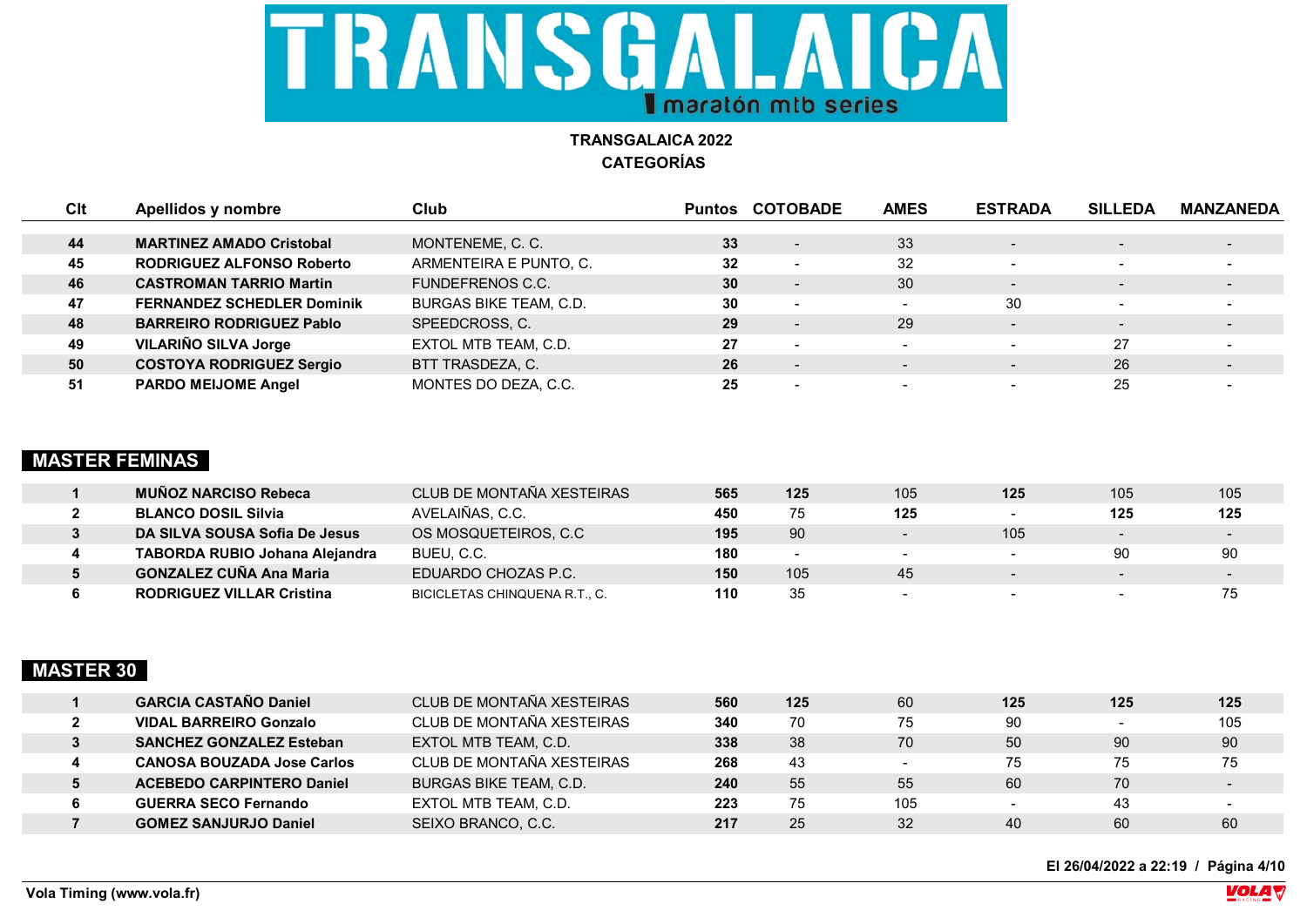# TRANSGALAICA

maratón mtb series

**TRANSGALAICA 2022**
**CATEGORÍAS**

| Clt | Apellidos y nombre | Club | Puntos | COTOBADE | AMES | ESTRADA | SILLEDA | MANZANEDA |
|---|---|---|---|---|---|---|---|---|
| **44** | **MARTINEZ AMADO Cristobal** | MONTENEME, C. C. | **33** | - | 33 | - | - | - |
| **45** | **RODRIGUEZ ALFONSO Roberto** | ARMENTEIRA E PUNTO, C. | **32** | - | 32 | - | - | - |
| **46** | **CASTROMAN TARRIO Martin** | FUNDEFRENOS C.C. | **30** | - | 30 | - | - | - |
| **47** | **FERNANDEZ SCHEDLER Dominik** | BURGAS BIKE TEAM, C.D. | **30** | - | - | 30 | - | - |
| **48** | **BARREIRO RODRIGUEZ Pablo** | SPEEDCROSS, C. | **29** | - | 29 | - | - | - |
| **49** | **VILARIÑO SILVA Jorge** | EXTOL MTB TEAM, C.D. | **27** | - | - | - | 27 | - |
| **50** | **COSTOYA RODRIGUEZ Sergio** | BTT TRASDEZA, C. | **26** | - | - | - | 26 | - |
| **51** | **PARDO MEIJOME Angel** | MONTES DO DEZA, C.C. | **25** | - | - | - | 25 | - |

## MASTER FEMINAS

| Clt | Apellidos y nombre | Club | Puntos | COTOBADE | AMES | ESTRADA | SILLEDA | MANZANEDA |
|---|---|---|---|---|---|---|---|---|
| **1** | **MUÑOZ NARCISO Rebeca** | CLUB DE MONTAÑA XESTEIRAS | **565** | **125** | 105 | **125** | 105 | 105 |
| **2** | **BLANCO DOSIL Silvia** | AVELAIÑAS, C.C. | **450** | 75 | **125** | - | **125** | **125** |
| **3** | **DA SILVA SOUSA Sofia De Jesus** | OS MOSQUETEIROS, C.C | **195** | 90 | - | 105 | - | - |
| **4** | **TABORDA RUBIO Johana Alejandra** | BUEU, C.C. | **180** | - | - | - | 90 | 90 |
| **5** | **GONZALEZ CUÑA Ana Maria** | EDUARDO CHOZAS P.C. | **150** | 105 | 45 | - | - | - |
| **6** | **RODRIGUEZ VILLAR Cristina** | BICICLETAS CHINQUENA R.T., C. | **110** | 35 | - | - | - | 75 |

## MASTER 30

| Clt | Apellidos y nombre | Club | Puntos | COTOBADE | AMES | ESTRADA | SILLEDA | MANZANEDA |
|---|---|---|---|---|---|---|---|---|
| **1** | **GARCIA CASTAÑO Daniel** | CLUB DE MONTAÑA XESTEIRAS | **560** | **125** | 60 | **125** | **125** | **125** |
| **2** | **VIDAL BARREIRO Gonzalo** | CLUB DE MONTAÑA XESTEIRAS | **340** | 70 | 75 | 90 | - | 105 |
| **3** | **SANCHEZ GONZALEZ Esteban** | EXTOL MTB TEAM, C.D. | **338** | 38 | 70 | 50 | 90 | 90 |
| **4** | **CANOSA BOUZADA Jose Carlos** | CLUB DE MONTAÑA XESTEIRAS | **268** | 43 | - | 75 | 75 | 75 |
| **5** | **ACEBEDO CARPINTERO Daniel** | BURGAS BIKE TEAM, C.D. | **240** | 55 | 55 | 60 | 70 | - |
| **6** | **GUERRA SECO Fernando** | EXTOL MTB TEAM, C.D. | **223** | 75 | 105 | - | 43 | - |
| **7** | **GOMEZ SANJURJO Daniel** | SEIXO BRANCO, C.C. | **217** | 25 | 32 | 40 | 60 | 60 |

**El 26/04/2022 a 22:19**

**Vola Timing (www.vola.fr)**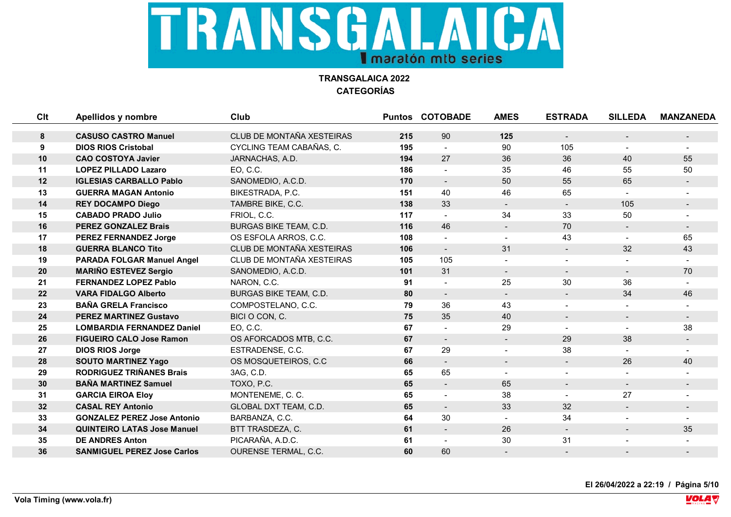# TRANSGALAICA

maratón mtb series

**TRANSGALAICA 2022**
**CATEGORÍAS**

| Clt | Apellidos y nombre | Club | Puntos | COTOBADE | AMES | ESTRADA | SILLEDA | MANZANEDA |
|---|---|---|---|---|---|---|---|---|
| **8** | **CASUSO CASTRO Manuel** | CLUB DE MONTAÑA XESTEIRAS | **215** | 90 | **125** | - | - | - |
| **9** | **DIOS RIOS Cristobal** | CYCLING TEAM CABAÑAS, C. | **195** | - | 90 | 105 | - | - |
| **10** | **CAO COSTOYA Javier** | JARNACHAS, A.D. | **194** | 27 | 36 | 36 | 40 | 55 |
| **11** | **LOPEZ PILLADO Lazaro** | EO, C.C. | **186** | - | 35 | 46 | 55 | 50 |
| **12** | **IGLESIAS CARBALLO Pablo** | SANOMEDIO, A.C.D. | **170** | - | 50 | 55 | 65 | - |
| **13** | **GUERRA MAGAN Antonio** | BIKESTRADA, P.C. | **151** | 40 | 46 | 65 | - | - |
| **14** | **REY DOCAMPO Diego** | TAMBRE BIKE, C.C. | **138** | 33 | - | - | 105 | - |
| **15** | **CABADO PRADO Julio** | FRIOL, C.C. | **117** | - | 34 | 33 | 50 | - |
| **16** | **PEREZ GONZALEZ Brais** | BURGAS BIKE TEAM, C.D. | **116** | 46 | - | 70 | - | - |
| **17** | **PEREZ FERNANDEZ Jorge** | OS ESFOLA ARROS, C.C. | **108** | - | - | 43 | - | 65 |
| **18** | **GUERRA BLANCO Tito** | CLUB DE MONTAÑA XESTEIRAS | **106** | - | 31 | - | 32 | 43 |
| **19** | **PARADA FOLGAR Manuel Angel** | CLUB DE MONTAÑA XESTEIRAS | **105** | 105 | - | - | - | - |
| **20** | **MARIÑO ESTEVEZ Sergio** | SANOMEDIO, A.C.D. | **101** | 31 | - | - | - | 70 |
| **21** | **FERNANDEZ LOPEZ Pablo** | NARON, C.C. | **91** | - | 25 | 30 | 36 | - |
| **22** | **VARA FIDALGO Alberto** | BURGAS BIKE TEAM, C.D. | **80** | - | - | - | 34 | 46 |
| **23** | **BAÑA GRELA Francisco** | COMPOSTELANO, C.C. | **79** | 36 | 43 | - | - | - |
| **24** | **PEREZ MARTINEZ Gustavo** | BICI O CON, C. | **75** | 35 | 40 | - | - | - |
| **25** | **LOMBARDIA FERNANDEZ Daniel** | EO, C.C. | **67** | - | 29 | - | - | 38 |
| **26** | **FIGUEIRO CALO Jose Ramon** | OS AFORCADOS MTB, C.C. | **67** | - | - | 29 | 38 | - |
| **27** | **DIOS RIOS Jorge** | ESTRADENSE, C.C. | **67** | 29 | - | 38 | - | - |
| **28** | **SOUTO MARTINEZ Yago** | OS MOSQUETEIROS, C.C | **66** | - | - | - | 26 | 40 |
| **29** | **RODRIGUEZ TRIÑANES Brais** | 3AG, C.D. | **65** | 65 | - | - | - | - |
| **30** | **BAÑA MARTINEZ Samuel** | TOXO, P.C. | **65** | - | 65 | - | - | - |
| **31** | **GARCIA EIROA Eloy** | MONTENEME, C. C. | **65** | - | 38 | - | 27 | - |
| **32** | **CASAL REY Antonio** | GLOBAL DXT TEAM, C.D. | **65** | - | 33 | 32 | - | - |
| **33** | **GONZALEZ PEREZ Jose Antonio** | BARBANZA, C.C. | **64** | 30 | - | 34 | - | - |
| **34** | **QUINTEIRO LATAS Jose Manuel** | BTT TRASDEZA, C. | **61** | - | 26 | - | - | 35 |
| **35** | **DE ANDRES Anton** | PICARAÑA, A.D.C. | **61** | - | 30 | 31 | - | - |
| **36** | **SANMIGUEL PEREZ Jose Carlos** | OURENSE TERMAL, C.C. | **60** | 60 | - | - | - | - |

**El 26/04/2022 a 22:19**

**Vola Timing (www.vola.fr)**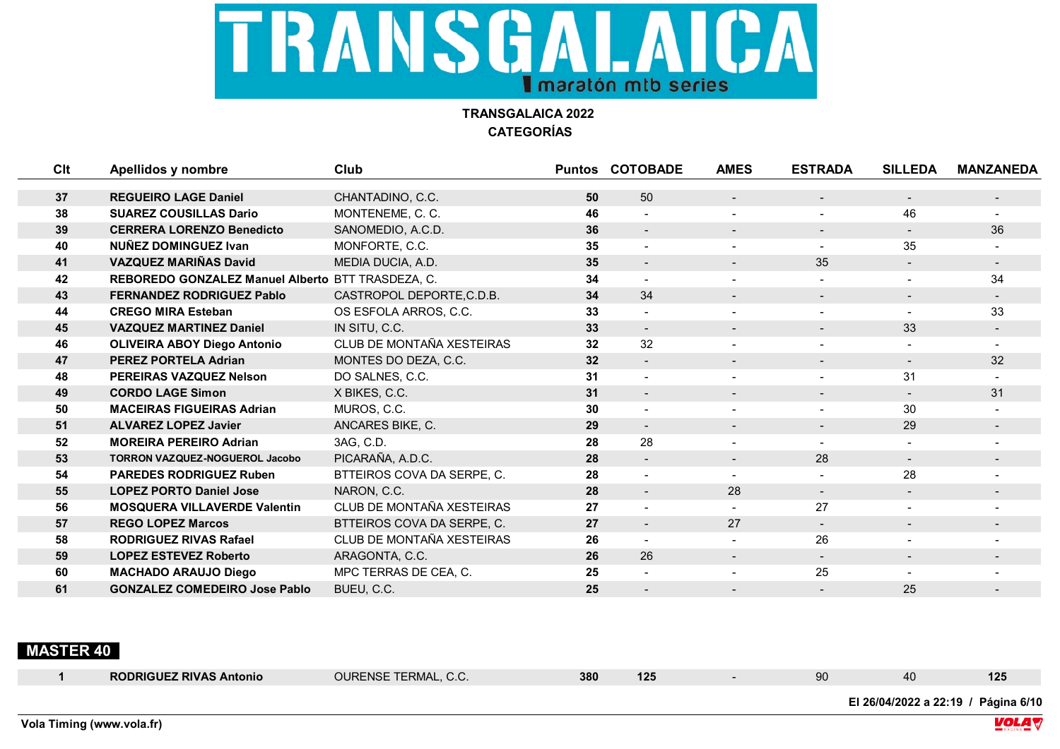**TRANSGALAICA maratón mtb series**

**TRANSGALAICA 2022**
**CATEGORÍAS**

| Clt | Apellidos y nombre | Club | Puntos | COTOBADE | AMES | ESTRADA | SILLEDA | MANZANEDA |
|---|---|---|---|---|---|---|---|---|
| 37 | **REGUEIRO LAGE Daniel** | CHANTADINO, C.C. | **50** | 50 | - | - | - | - |
| 38 | **SUAREZ COUSILLAS Dario** | MONTENEME, C. C. | **46** | - | - | - | 46 | - |
| 39 | **CERRERA LORENZO Benedicto** | SANOMEDIO, A.C.D. | **36** | - | - | - | - | 36 |
| 40 | **NUÑEZ DOMINGUEZ Ivan** | MONFORTE, C.C. | **35** | - | - | - | 35 | - |
| 41 | **VAZQUEZ MARIÑAS David** | MEDIA DUCIA, A.D. | **35** | - | - | 35 | - | - |
| 42 | **REBOREDO GONZALEZ Manuel Alberto** | BTT TRASDEZA, C. | **34** | - | - | - | - | 34 |
| 43 | **FERNANDEZ RODRIGUEZ Pablo** | CASTROPOL DEPORTE,C.D.B. | **34** | 34 | - | - | - | - |
| 44 | **CREGO MIRA Esteban** | OS ESFOLA ARROS, C.C. | **33** | - | - | - | - | 33 |
| 45 | **VAZQUEZ MARTINEZ Daniel** | IN SITU, C.C. | **33** | - | - | - | 33 | - |
| 46 | **OLIVEIRA ABOY Diego Antonio** | CLUB DE MONTAÑA XESTEIRAS | **32** | 32 | - | - | - | - |
| 47 | **PEREZ PORTELA Adrian** | MONTES DO DEZA, C.C. | **32** | - | - | - | - | 32 |
| 48 | **PEREIRAS VAZQUEZ Nelson** | DO SALNES, C.C. | **31** | - | - | - | 31 | - |
| 49 | **CORDO LAGE Simon** | X BIKES, C.C. | **31** | - | - | - | - | 31 |
| 50 | **MACEIRAS FIGUEIRAS Adrian** | MUROS, C.C. | **30** | - | - | - | 30 | - |
| 51 | **ALVAREZ LOPEZ Javier** | ANCARES BIKE, C. | **29** | - | - | - | 29 | - |
| 52 | **MOREIRA PEREIRO Adrian** | 3AG, C.D. | **28** | 28 | - | - | - | - |
| 53 | **TORRON VAZQUEZ-NOGUEROL Jacobo** | PICARAÑA, A.D.C. | **28** | - | - | 28 | - | - |
| 54 | **PAREDES RODRIGUEZ Ruben** | BTTEIROS COVA DA SERPE, C. | **28** | - | - | - | 28 | - |
| 55 | **LOPEZ PORTO Daniel Jose** | NARON, C.C. | **28** | - | 28 | - | - | - |
| 56 | **MOSQUERA VILLAVERDE Valentin** | CLUB DE MONTAÑA XESTEIRAS | **27** | - | - | 27 | - | - |
| 57 | **REGO LOPEZ Marcos** | BTTEIROS COVA DA SERPE, C. | **27** | - | 27 | - | - | - |
| 58 | **RODRIGUEZ RIVAS Rafael** | CLUB DE MONTAÑA XESTEIRAS | **26** | - | - | 26 | - | - |
| 59 | **LOPEZ ESTEVEZ Roberto** | ARAGONTA, C.C. | **26** | 26 | - | - | - | - |
| 60 | **MACHADO ARAUJO Diego** | MPC TERRAS DE CEA, C. | **25** | - | - | 25 | - | - |
| 61 | **GONZALEZ COMEDEIRO Jose Pablo** | BUEU, C.C. | **25** | - | - | - | 25 | - |

## MASTER 40

| Clt | Apellidos y nombre | Club | Puntos | COTOBADE | AMES | ESTRADA | SILLEDA | MANZANEDA |
|---|---|---|---|---|---|---|---|---|
| 1 | **RODRIGUEZ RIVAS Antonio** | OURENSE TERMAL, C.C. | **380** | **125** | - | 90 | 40 | **125** |

El 26/04/2022 a 22:19

Vola Timing (www.vola.fr)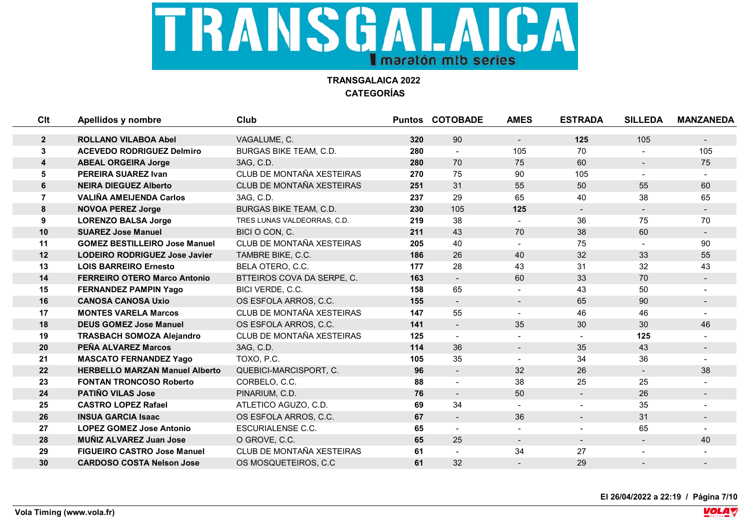# TRANSGALAICA maratón mtb series

**TRANSGALAICA 2022**
**CATEGORÍAS**

| Clt | Apellidos y nombre | Club | Puntos | COTOBADE | AMES | ESTRADA | SILLEDA | MANZANEDA |
|---|---|---|---|---|---|---|---|---|
| **2** | **ROLLANO VILABOA Abel** | VAGALUME, C. | **320** | 90 | - | **125** | 105 | - |
| **3** | **ACEVEDO RODRIGUEZ Delmiro** | BURGAS BIKE TEAM, C.D. | **280** | - | 105 | 70 | - | 105 |
| **4** | **ABEAL ORGEIRA Jorge** | 3AG, C.D. | **280** | 70 | 75 | 60 | - | 75 |
| **5** | **PEREIRA SUAREZ Ivan** | CLUB DE MONTAÑA XESTEIRAS | **270** | 75 | 90 | 105 | - | - |
| **6** | **NEIRA DIEGUEZ Alberto** | CLUB DE MONTAÑA XESTEIRAS | **251** | 31 | 55 | 50 | 55 | 60 |
| **7** | **VALIÑA AMEIJENDA Carlos** | 3AG, C.D. | **237** | 29 | 65 | 40 | 38 | 65 |
| **8** | **NOVOA PEREZ Jorge** | BURGAS BIKE TEAM, C.D. | **230** | 105 | **125** | - | - | - |
| **9** | **LORENZO BALSA Jorge** | TRES LUNAS VALDEORRAS, C.D. | **219** | 38 | - | 36 | 75 | 70 |
| **10** | **SUAREZ Jose Manuel** | BICI O CON, C. | **211** | 43 | 70 | 38 | 60 | - |
| **11** | **GOMEZ BESTILLEIRO Jose Manuel** | CLUB DE MONTAÑA XESTEIRAS | **205** | 40 | - | 75 | - | 90 |
| **12** | **LODEIRO RODRIGUEZ Jose Javier** | TAMBRE BIKE, C.C. | **186** | 26 | 40 | 32 | 33 | 55 |
| **13** | **LOIS BARREIRO Ernesto** | BELA OTERO, C.C. | **177** | 28 | 43 | 31 | 32 | 43 |
| **14** | **FERREIRO OTERO Marco Antonio** | BTTEIROS COVA DA SERPE, C. | **163** | - | 60 | 33 | 70 | - |
| **15** | **FERNANDEZ PAMPIN Yago** | BICI VERDE, C.C. | **158** | 65 | - | 43 | 50 | - |
| **16** | **CANOSA CANOSA Uxio** | OS ESFOLA ARROS, C.C. | **155** | - | - | 65 | 90 | - |
| **17** | **MONTES VARELA Marcos** | CLUB DE MONTAÑA XESTEIRAS | **147** | 55 | - | 46 | 46 | - |
| **18** | **DEUS GOMEZ Jose Manuel** | OS ESFOLA ARROS, C.C. | **141** | - | 35 | 30 | 30 | 46 |
| **19** | **TRASBACH SOMOZA Alejandro** | CLUB DE MONTAÑA XESTEIRAS | **125** | - | - | - | **125** | - |
| **20** | **PEÑA ALVAREZ Marcos** | 3AG, C.D. | **114** | 36 | - | 35 | 43 | - |
| **21** | **MASCATO FERNANDEZ Yago** | TOXO, P.C. | **105** | 35 | - | 34 | 36 | - |
| **22** | **HERBELLO MARZAN Manuel Alberto** | QUEBICI-MARCISPORT, C. | **96** | - | 32 | 26 | - | 38 |
| **23** | **FONTAN TRONCOSO Roberto** | CORBELO, C.C. | **88** | - | 38 | 25 | 25 | - |
| **24** | **PATIÑO VILAS Jose** | PINARIUM, C.D. | **76** | - | 50 | - | 26 | - |
| **25** | **CASTRO LOPEZ Rafael** | ATLETICO AGUZO, C.D. | **69** | 34 | - | - | 35 | - |
| **26** | **INSUA GARCIA Isaac** | OS ESFOLA ARROS, C.C. | **67** | - | 36 | - | 31 | - |
| **27** | **LOPEZ GOMEZ Jose Antonio** | ESCURIALENSE C.C. | **65** | - | - | - | 65 | - |
| **28** | **MUÑIZ ALVAREZ Juan Jose** | O GROVE, C.C. | **65** | 25 | - | - | - | 40 |
| **29** | **FIGUEIRO CASTRO Jose Manuel** | CLUB DE MONTAÑA XESTEIRAS | **61** | - | 34 | 27 | - | - |
| **30** | **CARDOSO COSTA Nelson Jose** | OS MOSQUETEIROS, C.C | **61** | 32 | - | 29 | - | - |

**El 26/04/2022 a 22:19**

**Vola Timing (www.vola.fr)**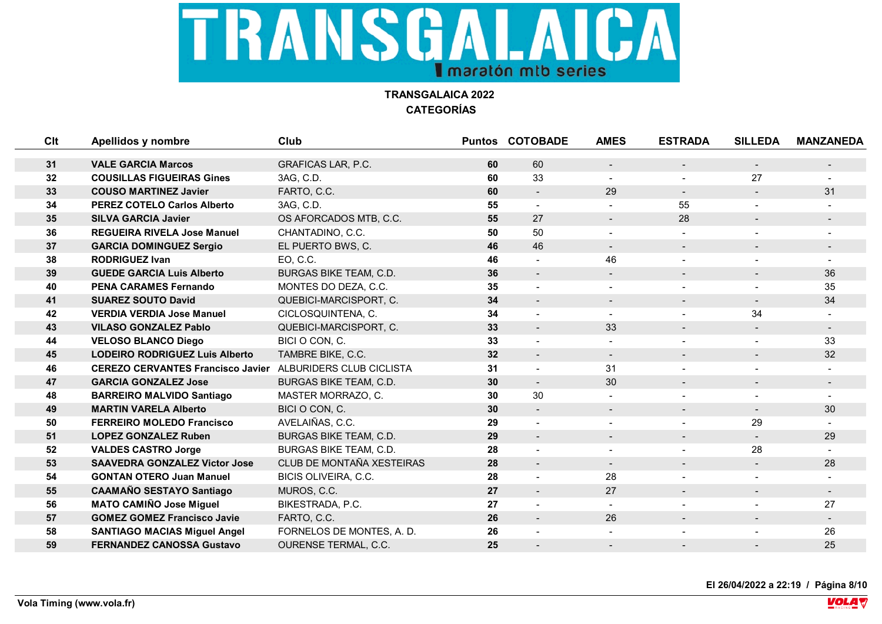TRANSGALAICA

maratón mtb series

**TRANSGALAICA 2022**
**CATEGORÍAS**

| Clt | Apellidos y nombre | Club | Puntos | COTOBADE | AMES | ESTRADA | SILLEDA | MANZANEDA |
|---|---|---|---|---|---|---|---|---|
| 31 | **VALE GARCIA Marcos** | GRAFICAS LAR, P.C. | **60** | 60 | - | - | - | - |
| 32 | **COUSILLAS FIGUEIRAS Gines** | 3AG, C.D. | **60** | 33 | - | - | 27 | - |
| 33 | **COUSO MARTINEZ Javier** | FARTO, C.C. | **60** | - | 29 | - | - | 31 |
| 34 | **PEREZ COTELO Carlos Alberto** | 3AG, C.D. | **55** | - | - | 55 | - | - |
| 35 | **SILVA GARCIA Javier** | OS AFORCADOS MTB, C.C. | **55** | 27 | - | 28 | - | - |
| 36 | **REGUEIRA RIVELA Jose Manuel** | CHANTADINO, C.C. | **50** | 50 | - | - | - | - |
| 37 | **GARCIA DOMINGUEZ Sergio** | EL PUERTO BWS, C. | **46** | 46 | - | - | - | - |
| 38 | **RODRIGUEZ Ivan** | EO, C.C. | **46** | - | 46 | - | - | - |
| 39 | **GUEDE GARCIA Luis Alberto** | BURGAS BIKE TEAM, C.D. | **36** | - | - | - | - | 36 |
| 40 | **PENA CARAMES Fernando** | MONTES DO DEZA, C.C. | **35** | - | - | - | - | 35 |
| 41 | **SUAREZ SOUTO David** | QUEBICI-MARCISPORT, C. | **34** | - | - | - | - | 34 |
| 42 | **VERDIA VERDIA Jose Manuel** | CICLOSQUINTENA, C. | **34** | - | - | - | 34 | - |
| 43 | **VILASO GONZALEZ Pablo** | QUEBICI-MARCISPORT, C. | **33** | - | 33 | - | - | - |
| 44 | **VELOSO BLANCO Diego** | BICI O CON, C. | **33** | - | - | - | - | 33 |
| 45 | **LODEIRO RODRIGUEZ Luis Alberto** | TAMBRE BIKE, C.C. | **32** | - | - | - | - | 32 |
| 46 | **CEREZO CERVANTES Francisco Javier** | ALBURIDERS CLUB CICLISTA | **31** | - | 31 | - | - | - |
| 47 | **GARCIA GONZALEZ Jose** | BURGAS BIKE TEAM, C.D. | **30** | - | 30 | - | - | - |
| 48 | **BARREIRO MALVIDO Santiago** | MASTER MORRAZO, C. | **30** | 30 | - | - | - | - |
| 49 | **MARTIN VARELA Alberto** | BICI O CON, C. | **30** | - | - | - | - | 30 |
| 50 | **FERREIRO MOLEDO Francisco** | AVELAIÑAS, C.C. | **29** | - | - | - | 29 | - |
| 51 | **LOPEZ GONZALEZ Ruben** | BURGAS BIKE TEAM, C.D. | **29** | - | - | - | - | 29 |
| 52 | **VALDES CASTRO Jorge** | BURGAS BIKE TEAM, C.D. | **28** | - | - | - | 28 | - |
| 53 | **SAAVEDRA GONZALEZ Victor Jose** | CLUB DE MONTAÑA XESTEIRAS | **28** | - | - | - | - | 28 |
| 54 | **GONTAN OTERO Juan Manuel** | BICIS OLIVEIRA, C.C. | **28** | - | 28 | - | - | - |
| 55 | **CAAMAÑO SESTAYO Santiago** | MUROS, C.C. | **27** | - | 27 | - | - | - |
| 56 | **MATO CAMIÑO Jose Miguel** | BIKESTRADA, P.C. | **27** | - | - | - | - | 27 |
| 57 | **GOMEZ GOMEZ Francisco Javie** | FARTO, C.C. | **26** | - | 26 | - | - | - |
| 58 | **SANTIAGO MACIAS Miguel Angel** | FORNELOS DE MONTES, A. D. | **26** | - | - | - | - | 26 |
| 59 | **FERNANDEZ CANOSSA Gustavo** | OURENSE TERMAL, C.C. | **25** | - | - | - | - | 25 |

**El 26/04/2022 a 22:19 / Página 8/10**

**Vola Timing (www.vola.fr)**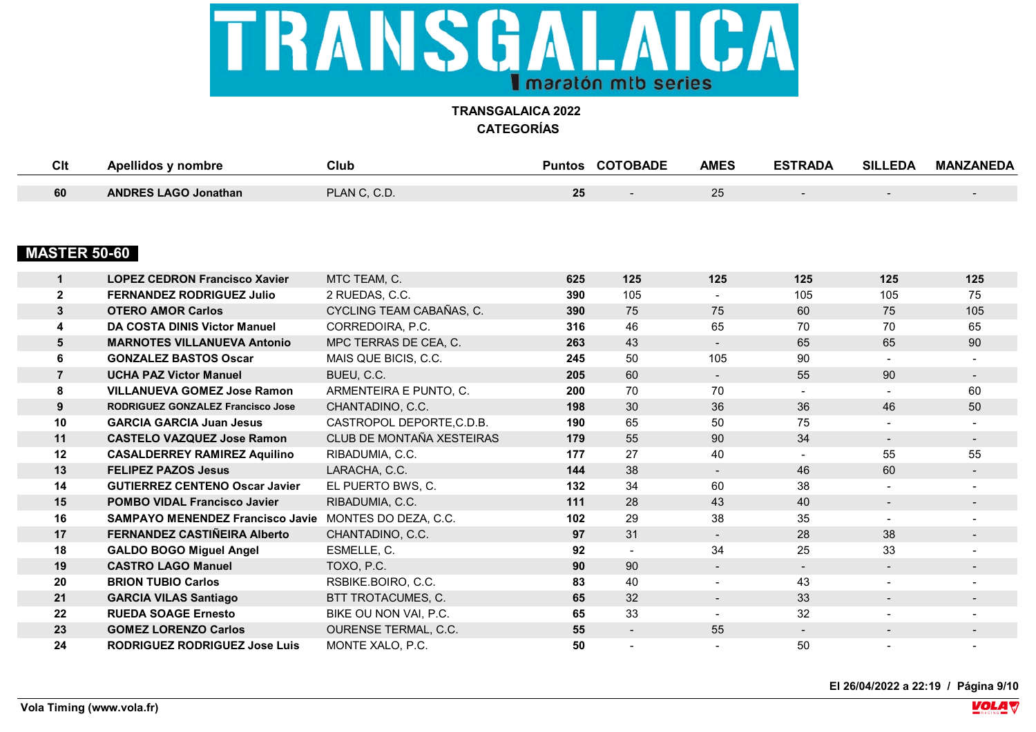# TRANSGALAICA

maratón mtb series

**TRANSGALAICA 2022**
**CATEGORÍAS**

| Clt | Apellidos y nombre | Club | Puntos | COTOBADE | AMES | ESTRADA | SILLEDA | MANZANEDA |
|---|---|---|---|---|---|---|---|---|
| 60 | **ANDRES LAGO Jonathan** | PLAN C, C.D. | **25** | - | 25 | - | - | - |

## MASTER 50-60

| Clt | Apellidos y nombre | Club | Puntos | COTOBADE | AMES | ESTRADA | SILLEDA | MANZANEDA |
|---|---|---|---|---|---|---|---|---|
| 1 | **LOPEZ CEDRON Francisco Xavier** | MTC TEAM, C. | **625** | **125** | **125** | **125** | **125** | **125** |
| 2 | **FERNANDEZ RODRIGUEZ Julio** | 2 RUEDAS, C.C. | **390** | 105 | - | 105 | 105 | 75 |
| 3 | **OTERO AMOR Carlos** | CYCLING TEAM CABAÑAS, C. | **390** | 75 | 75 | 60 | 75 | 105 |
| 4 | **DA COSTA DINIS Victor Manuel** | CORREDOIRA, P.C. | **316** | 46 | 65 | 70 | 70 | 65 |
| 5 | **MARNOTES VILLANUEVA Antonio** | MPC TERRAS DE CEA, C. | **263** | 43 | - | 65 | 65 | 90 |
| 6 | **GONZALEZ BASTOS Oscar** | MAIS QUE BICIS, C.C. | **245** | 50 | 105 | 90 | - | - |
| 7 | **UCHA PAZ Victor Manuel** | BUEU, C.C. | **205** | 60 | - | 55 | 90 | - |
| 8 | **VILLANUEVA GOMEZ Jose Ramon** | ARMENTEIRA E PUNTO, C. | **200** | 70 | 70 | - | - | 60 |
| 9 | **RODRIGUEZ GONZALEZ Francisco Jose** | CHANTADINO, C.C. | **198** | 30 | 36 | 36 | 46 | 50 |
| 10 | **GARCIA GARCIA Juan Jesus** | CASTROPOL DEPORTE,C.D.B. | **190** | 65 | 50 | 75 | - | - |
| 11 | **CASTELO VAZQUEZ Jose Ramon** | CLUB DE MONTAÑA XESTEIRAS | **179** | 55 | 90 | 34 | - | - |
| 12 | **CASALDERREY RAMIREZ Aquilino** | RIBADUMIA, C.C. | **177** | 27 | 40 | - | 55 | 55 |
| 13 | **FELIPEZ PAZOS Jesus** | LARACHA, C.C. | **144** | 38 | - | 46 | 60 | - |
| 14 | **GUTIERREZ CENTENO Oscar Javier** | EL PUERTO BWS, C. | **132** | 34 | 60 | 38 | - | - |
| 15 | **POMBO VIDAL Francisco Javier** | RIBADUMIA, C.C. | **111** | 28 | 43 | 40 | - | - |
| 16 | **SAMPAYO MENENDEZ Francisco Javie** | MONTES DO DEZA, C.C. | **102** | 29 | 38 | 35 | - | - |
| 17 | **FERNANDEZ CASTIÑEIRA Alberto** | CHANTADINO, C.C. | **97** | 31 | - | 28 | 38 | - |
| 18 | **GALDO BOGO Miguel Angel** | ESMELLE, C. | **92** | - | 34 | 25 | 33 | - |
| 19 | **CASTRO LAGO Manuel** | TOXO, P.C. | **90** | 90 | - | - | - | - |
| 20 | **BRION TUBIO Carlos** | RSBIKE.BOIRO, C.C. | **83** | 40 | - | 43 | - | - |
| 21 | **GARCIA VILAS Santiago** | BTT TROTACUMES, C. | **65** | 32 | - | 33 | - | - |
| 22 | **RUEDA SOAGE Ernesto** | BIKE OU NON VAI, P.C. | **65** | 33 | - | 32 | - | - |
| 23 | **GOMEZ LORENZO Carlos** | OURENSE TERMAL, C.C. | **55** | - | 55 | - | - | - |
| 24 | **RODRIGUEZ RODRIGUEZ Jose Luis** | MONTE XALO, P.C. | **50** | - | - | 50 | - | - |

El 26/04/2022 a 22:19

Vola Timing (www.vola.fr)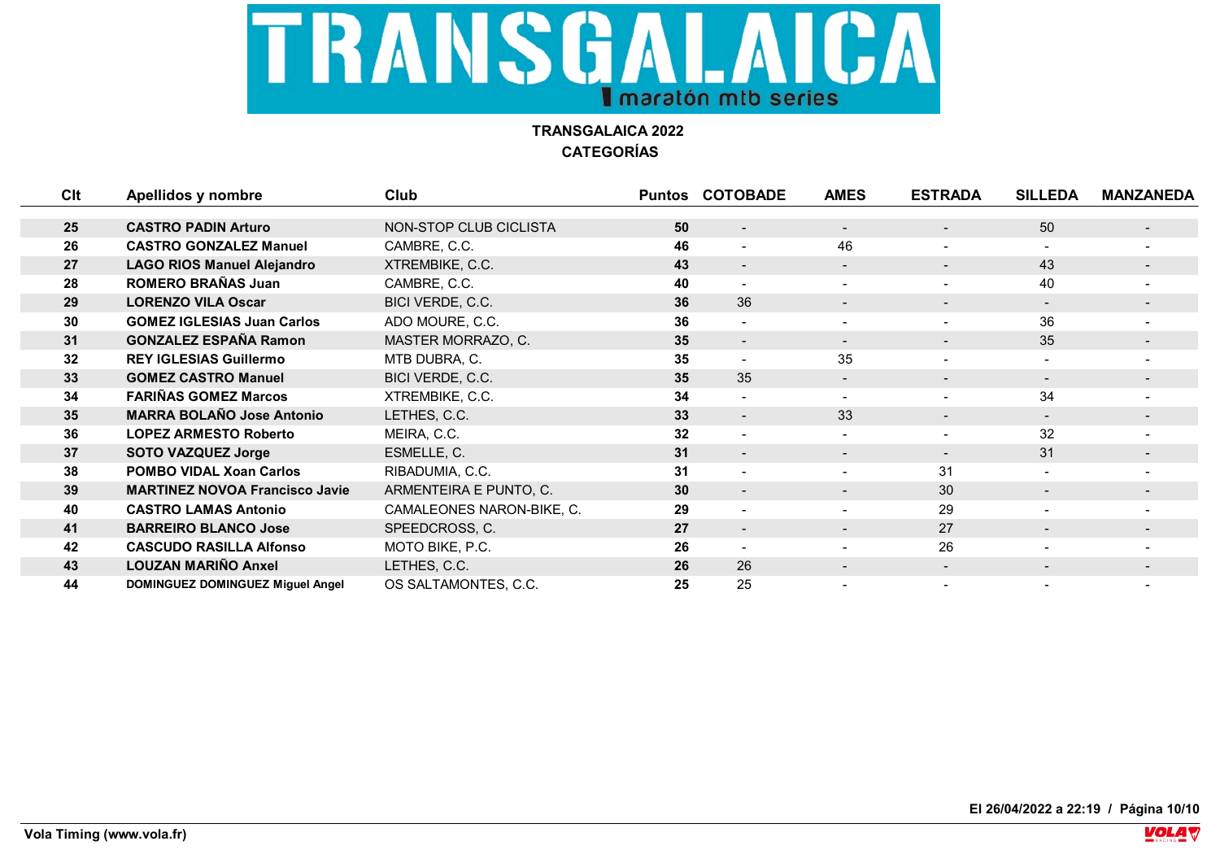# TRANSGALAICA

maratón mtb series

## TRANSGALAICA 2022
## CATEGORÍAS

| Clt | Apellidos y nombre | Club | Puntos | COTOBADE | AMES | ESTRADA | SILLEDA | MANZANEDA |
|---|---|---|---|---|---|---|---|---|
| 25 | CASTRO PADIN Arturo | NON-STOP CLUB CICLISTA | 50 | - | - | - | 50 | - |
| 26 | CASTRO GONZALEZ Manuel | CAMBRE, C.C. | 46 | - | 46 | - | - | - |
| 27 | LAGO RIOS Manuel Alejandro | XTREMBIKE, C.C. | 43 | - | - | - | 43 | - |
| 28 | ROMERO BRAÑAS Juan | CAMBRE, C.C. | 40 | - | - | - | 40 | - |
| 29 | LORENZO VILA Oscar | BICI VERDE, C.C. | 36 | 36 | - | - | - | - |
| 30 | GOMEZ IGLESIAS Juan Carlos | ADO MOURE, C.C. | 36 | - | - | - | 36 | - |
| 31 | GONZALEZ ESPAÑA Ramon | MASTER MORRAZO, C. | 35 | - | - | - | 35 | - |
| 32 | REY IGLESIAS Guillermo | MTB DUBRA, C. | 35 | - | 35 | - | - | - |
| 33 | GOMEZ CASTRO Manuel | BICI VERDE, C.C. | 35 | 35 | - | - | - | - |
| 34 | FARIÑAS GOMEZ Marcos | XTREMBIKE, C.C. | 34 | - | - | - | 34 | - |
| 35 | MARRA BOLAÑO Jose Antonio | LETHES, C.C. | 33 | - | 33 | - | - | - |
| 36 | LOPEZ ARMESTO Roberto | MEIRA, C.C. | 32 | - | - | - | 32 | - |
| 37 | SOTO VAZQUEZ Jorge | ESMELLE, C. | 31 | - | - | - | 31 | - |
| 38 | POMBO VIDAL Xoan Carlos | RIBADUMIA, C.C. | 31 | - | - | 31 | - | - |
| 39 | MARTINEZ NOVOA Francisco Javie | ARMENTEIRA E PUNTO, C. | 30 | - | - | 30 | - | - |
| 40 | CASTRO LAMAS Antonio | CAMALEONES NARON-BIKE, C. | 29 | - | - | 29 | - | - |
| 41 | BARREIRO BLANCO Jose | SPEEDCROSS, C. | 27 | - | - | 27 | - | - |
| 42 | CASCUDO RASILLA Alfonso | MOTO BIKE, P.C. | 26 | - | - | 26 | - | - |
| 43 | LOUZAN MARIÑO Anxel | LETHES, C.C. | 26 | 26 | - | - | - | - |
| 44 | DOMINGUEZ DOMINGUEZ Miguel Angel | OS SALTAMONTES, C.C. | 25 | 25 | - | - | - | - |

El 26/04/2022 a 22:19

Vola Timing (www.vola.fr)